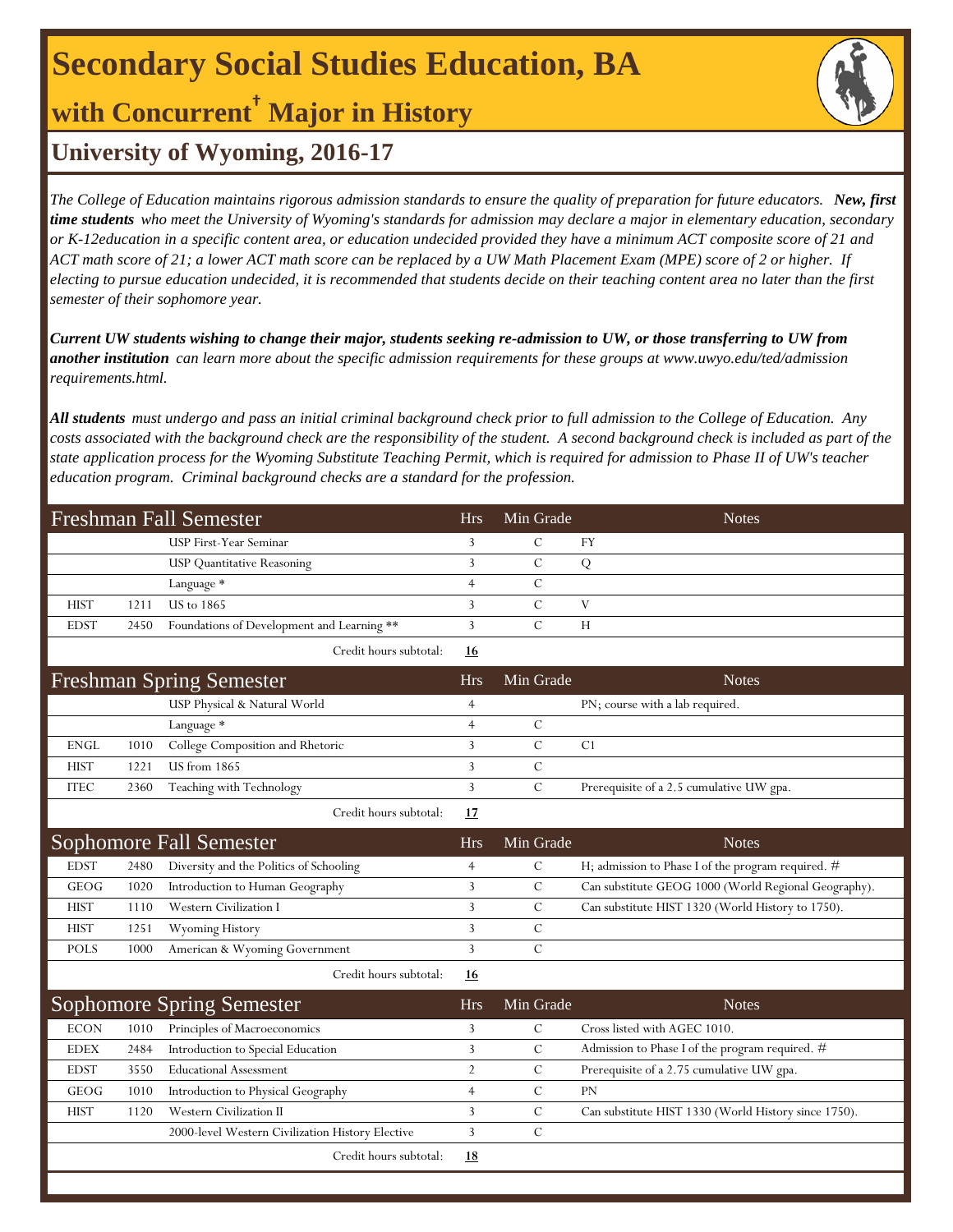# Secondary Social Studies Education, BA

## with Concurrent† Major in History

## University of Wyoming, 2016-17

*The College of Education maintains rigorous admission standards to ensure the quality of preparation for future educators.* ***New, first time students*** *who meet the University of Wyoming's standards for admission may declare a major in elementary education, secondary or K-12education in a specific content area, or education undecided provided they have a minimum ACT composite score of 21 and ACT math score of 21; a lower ACT math score can be replaced by a UW Math Placement Exam (MPE) score of 2 or higher. If electing to pursue education undecided, it is recommended that students decide on their teaching content area no later than the first semester of their sophomore year.*

***Current UW students wishing to change their major, students seeking re-admission to UW, or those transferring to UW from another institution*** *can learn more about the specific admission requirements for these groups at www.uwyo.edu/ted/admission requirements.html.*

***All students*** *must undergo and pass an initial criminal background check prior to full admission to the College of Education. Any costs associated with the background check are the responsibility of the student. A second background check is included as part of the state application process for the Wyoming Substitute Teaching Permit, which is required for admission to Phase II of UW's teacher education program. Criminal background checks are a standard for the profession.*

| Freshman Fall Semester | | | Hrs | Min Grade | Notes |
|---|---|---|---|---|---|
| | | USP First-Year Seminar | 3 | C | FY |
| | | USP Quantitative Reasoning | 3 | C | Q |
| | | Language * | 4 | C | |
| HIST | 1211 | US to 1865 | 3 | C | V |
| EDST | 2450 | Foundations of Development and Learning ** | 3 | C | H |
| | | Credit hours subtotal: | **16** | | |

| Freshman Spring Semester | | | Hrs | Min Grade | Notes |
|---|---|---|---|---|---|
| | | USP Physical & Natural World | 4 | | PN; course with a lab required. |
| | | Language * | 4 | C | |
| ENGL | 1010 | College Composition and Rhetoric | 3 | C | C1 |
| HIST | 1221 | US from 1865 | 3 | C | |
| ITEC | 2360 | Teaching with Technology | 3 | C | Prerequisite of a 2.5 cumulative UW gpa. |
| | | Credit hours subtotal: | **17** | | |

| Sophomore Fall Semester | | | Hrs | Min Grade | Notes |
|---|---|---|---|---|---|
| EDST | 2480 | Diversity and the Politics of Schooling | 4 | C | H; admission to Phase I of the program required. # |
| GEOG | 1020 | Introduction to Human Geography | 3 | C | Can substitute GEOG 1000 (World Regional Geography). |
| HIST | 1110 | Western Civilization I | 3 | C | Can substitute HIST 1320 (World History to 1750). |
| HIST | 1251 | Wyoming History | 3 | C | |
| POLS | 1000 | American & Wyoming Government | 3 | C | |
| | | Credit hours subtotal: | **16** | | |

| Sophomore Spring Semester | | | Hrs | Min Grade | Notes |
|---|---|---|---|---|---|
| ECON | 1010 | Principles of Macroeconomics | 3 | C | Cross listed with AGEC 1010. |
| EDEX | 2484 | Introduction to Special Education | 3 | C | Admission to Phase I of the program required. # |
| EDST | 3550 | Educational Assessment | 2 | C | Prerequisite of a 2.75 cumulative UW gpa. |
| GEOG | 1010 | Introduction to Physical Geography | 4 | C | PN |
| HIST | 1120 | Western Civilization II | 3 | C | Can substitute HIST 1330 (World History since 1750). |
| | | 2000-level Western Civilization History Elective | 3 | C | |
| | | Credit hours subtotal: | **18** | | |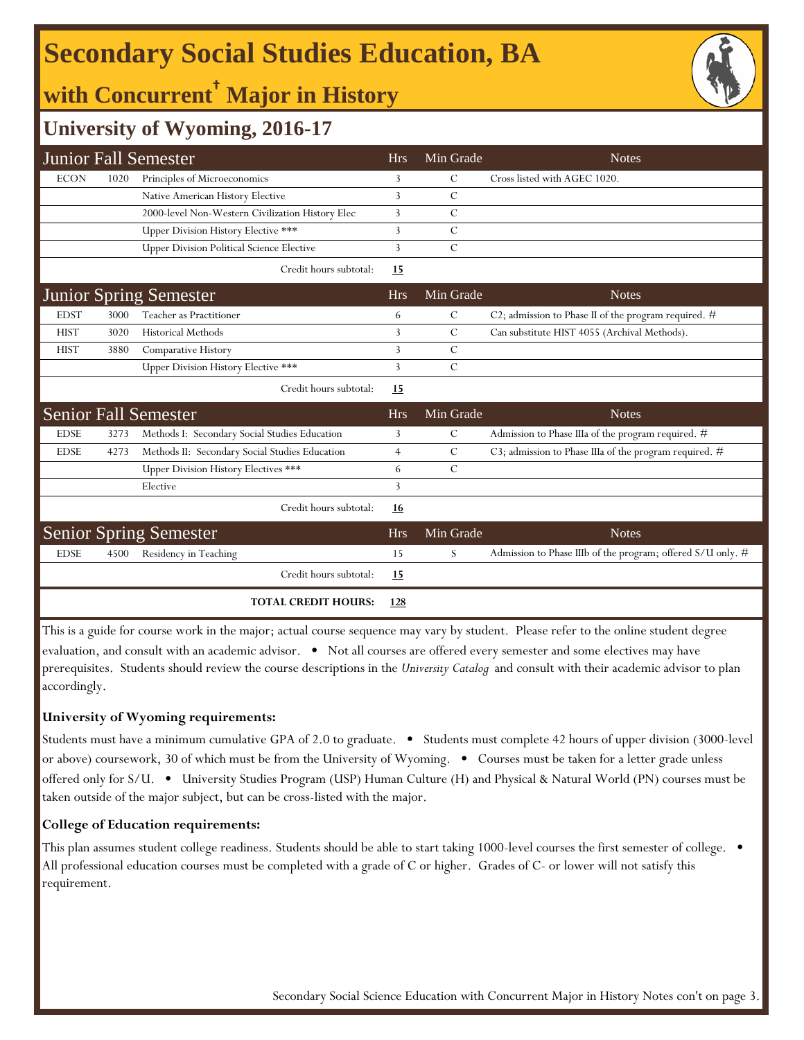# Secondary Social Studies Education, BA

## with Concurrent† Major in History

### University of Wyoming, 2016-17

| Junior Fall Semester | | | Hrs | Min Grade | Notes |
|---|---|---|---|---|---|
| ECON | 1020 | Principles of Microeconomics | 3 | C | Cross listed with AGEC 1020. |
| | | Native American History Elective | 3 | C | |
| | | 2000-level Non-Western Civilization History Elec | 3 | C | |
| | | Upper Division History Elective *** | 3 | C | |
| | | Upper Division Political Science Elective | 3 | C | |
| | | Credit hours subtotal: | **15** | | |

| Junior Spring Semester | | | Hrs | Min Grade | Notes |
|---|---|---|---|---|---|
| EDST | 3000 | Teacher as Practitioner | 6 | C | C2; admission to Phase II of the program required. # |
| HIST | 3020 | Historical Methods | 3 | C | Can substitute HIST 4055 (Archival Methods). |
| HIST | 3880 | Comparative History | 3 | C | |
| | | Upper Division History Elective *** | 3 | C | |
| | | Credit hours subtotal: | **15** | | |

| Senior Fall Semester | | | Hrs | Min Grade | Notes |
|---|---|---|---|---|---|
| EDSE | 3273 | Methods I: Secondary Social Studies Education | 3 | C | Admission to Phase IIIa of the program required. # |
| EDSE | 4273 | Methods II: Secondary Social Studies Education | 4 | C | C3; admission to Phase IIIa of the program required. # |
| | | Upper Division History Electives *** | 6 | C | |
| | | Elective | 3 | | |
| | | Credit hours subtotal: | **16** | | |

| Senior Spring Semester | | | Hrs | Min Grade | Notes |
|---|---|---|---|---|---|
| EDSE | 4500 | Residency in Teaching | 15 | S | Admission to Phase IIIb of the program; offered S/U only. # |
| | | Credit hours subtotal: | **15** | | |
| | | **TOTAL CREDIT HOURS:** | **128** | | |

This is a guide for course work in the major; actual course sequence may vary by student. Please refer to the online student degree evaluation, and consult with an academic advisor. • Not all courses are offered every semester and some electives may have prerequisites. Students should review the course descriptions in the *University Catalog* and consult with their academic advisor to plan accordingly.

**University of Wyoming requirements:**

Students must have a minimum cumulative GPA of 2.0 to graduate. • Students must complete 42 hours of upper division (3000-level or above) coursework, 30 of which must be from the University of Wyoming. • Courses must be taken for a letter grade unless offered only for S/U. • University Studies Program (USP) Human Culture (H) and Physical & Natural World (PN) courses must be taken outside of the major subject, but can be cross-listed with the major.

**College of Education requirements:**

This plan assumes student college readiness. Students should be able to start taking 1000-level courses the first semester of college. • All professional education courses must be completed with a grade of C or higher. Grades of C- or lower will not satisfy this requirement.

Secondary Social Science Education with Concurrent Major in History Notes con't on page 3.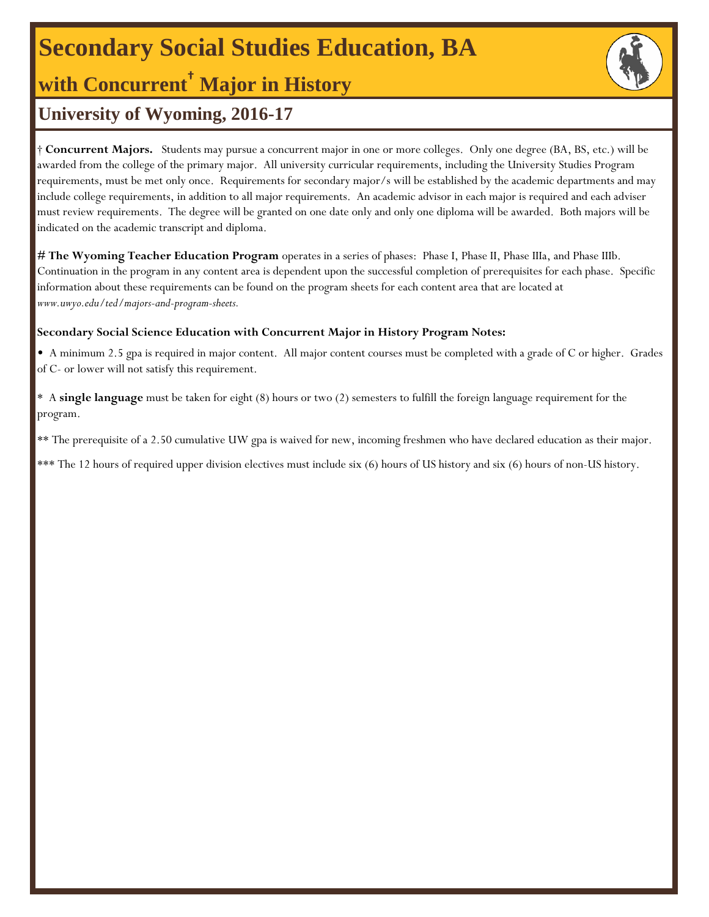# Secondary Social Studies Education, BA

## with Concurrent† Major in History

## University of Wyoming, 2016-17

† **Concurrent Majors.** Students may pursue a concurrent major in one or more colleges. Only one degree (BA, BS, etc.) will be awarded from the college of the primary major. All university curricular requirements, including the University Studies Program requirements, must be met only once. Requirements for secondary major/s will be established by the academic departments and may include college requirements, in addition to all major requirements. An academic advisor in each major is required and each adviser must review requirements. The degree will be granted on one date only and only one diploma will be awarded. Both majors will be indicated on the academic transcript and diploma.

**# The Wyoming Teacher Education Program** operates in a series of phases: Phase I, Phase II, Phase IIIa, and Phase IIIb. Continuation in the program in any content area is dependent upon the successful completion of prerequisites for each phase. Specific information about these requirements can be found on the program sheets for each content area that are located at *www.uwyo.edu/ted/majors-and-program-sheets.*

**Secondary Social Science Education with Concurrent Major in History Program Notes:**

• A minimum 2.5 gpa is required in major content. All major content courses must be completed with a grade of C or higher. Grades of C- or lower will not satisfy this requirement.

* A **single language** must be taken for eight (8) hours or two (2) semesters to fulfill the foreign language requirement for the program.

** The prerequisite of a 2.50 cumulative UW gpa is waived for new, incoming freshmen who have declared education as their major.

*** The 12 hours of required upper division electives must include six (6) hours of US history and six (6) hours of non-US history.